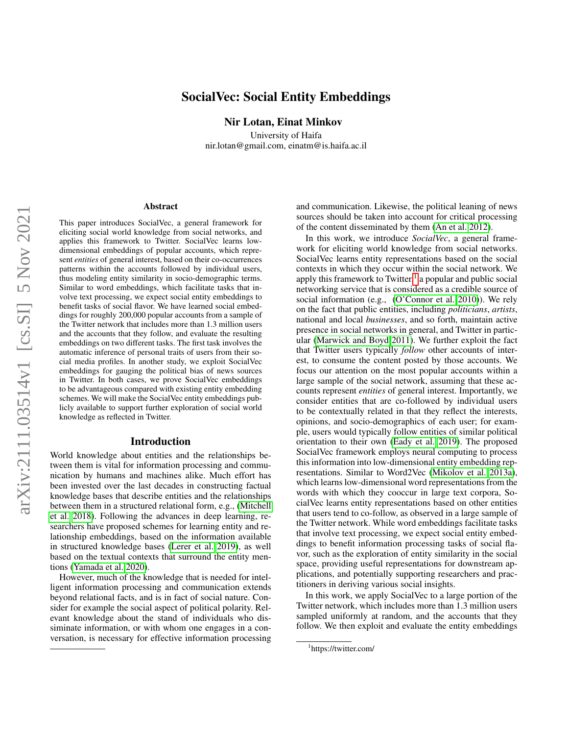# SocialVec: Social Entity Embeddings

**Nir Lotan, Einat Minkov**

University of Haifa
nir.lotan@gmail.com, einatm@is.haifa.ac.il

## Abstract

This paper introduces SocialVec, a general framework for eliciting social world knowledge from social networks, and applies this framework to Twitter. SocialVec learns low-dimensional embeddings of popular accounts, which represent *entities* of general interest, based on their co-occurrences patterns within the accounts followed by individual users, thus modeling entity similarity in socio-demographic terms. Similar to word embeddings, which facilitate tasks that involve text processing, we expect social entity embeddings to benefit tasks of social flavor. We have learned social embeddings for roughly 200,000 popular accounts from a sample of the Twitter network that includes more than 1.3 million users and the accounts that they follow, and evaluate the resulting embeddings on two different tasks. The first task involves the automatic inference of personal traits of users from their social media profiles. In another study, we exploit SocialVec embeddings for gauging the political bias of news sources in Twitter. In both cases, we prove SocialVec embeddings to be advantageous compared with existing entity embedding schemes. We will make the SocialVec entity embeddings publicly available to support further exploration of social world knowledge as reflected in Twitter.

## Introduction

World knowledge about entities and the relationships between them is vital for information processing and communication by humans and machines alike. Much effort has been invested over the last decades in constructing factual knowledge bases that describe entities and the relationships between them in a structured relational form, e.g., (Mitchell et al. 2018). Following the advances in deep learning, researchers have proposed schemes for learning entity and relationship embeddings, based on the information available in structured knowledge bases (Lerer et al. 2019), as well based on the textual contexts that surround the entity mentions (Yamada et al. 2020).

However, much of the knowledge that is needed for intelligent information processing and communication extends beyond relational facts, and is in fact of social nature. Consider for example the social aspect of political polarity. Relevant knowledge about the stand of individuals who disseminate information, or with whom one engages in a conversation, is necessary for effective information processing and communication. Likewise, the political leaning of news sources should be taken into account for critical processing of the content disseminated by them (An et al. 2012).

In this work, we introduce *SocialVec*, a general framework for eliciting world knowledge from social networks. SocialVec learns entity representations based on the social contexts in which they occur within the social network. We apply this framework to Twitter,[1] a popular and public social networking service that is considered as a credible source of social information (e.g., (O'Connor et al. 2010)). We rely on the fact that public entities, including *politicians*, *artists*, national and local *businesses*, and so forth, maintain active presence in social networks in general, and Twitter in particular (Marwick and Boyd 2011). We further exploit the fact that Twitter users typically *follow* other accounts of interest, to consume the content posted by those accounts. We focus our attention on the most popular accounts within a large sample of the social network, assuming that these accounts represent *entities* of general interest. Importantly, we consider entities that are co-followed by individual users to be contextually related in that they reflect the interests, opinions, and socio-demographics of each user; for example, users would typically follow entities of similar political orientation to their own (Eady et al. 2019). The proposed SocialVec framework employs neural computing to process this information into low-dimensional entity embedding representations. Similar to Word2Vec (Mikolov et al. 2013a), which learns low-dimensional word representations from the words with which they cooccur in large text corpora, SocialVec learns entity representations based on other entities that users tend to co-follow, as observed in a large sample of the Twitter network. While word embeddings facilitate tasks that involve text processing, we expect social entity embeddings to benefit information processing tasks of social flavor, such as the exploration of entity similarity in the social space, providing useful representations for downstream applications, and potentially supporting researchers and practitioners in deriving various social insights.

In this work, we apply SocialVec to a large portion of the Twitter network, which includes more than 1.3 million users sampled uniformly at random, and the accounts that they follow. We then exploit and evaluate the entity embeddings

[1] https://twitter.com/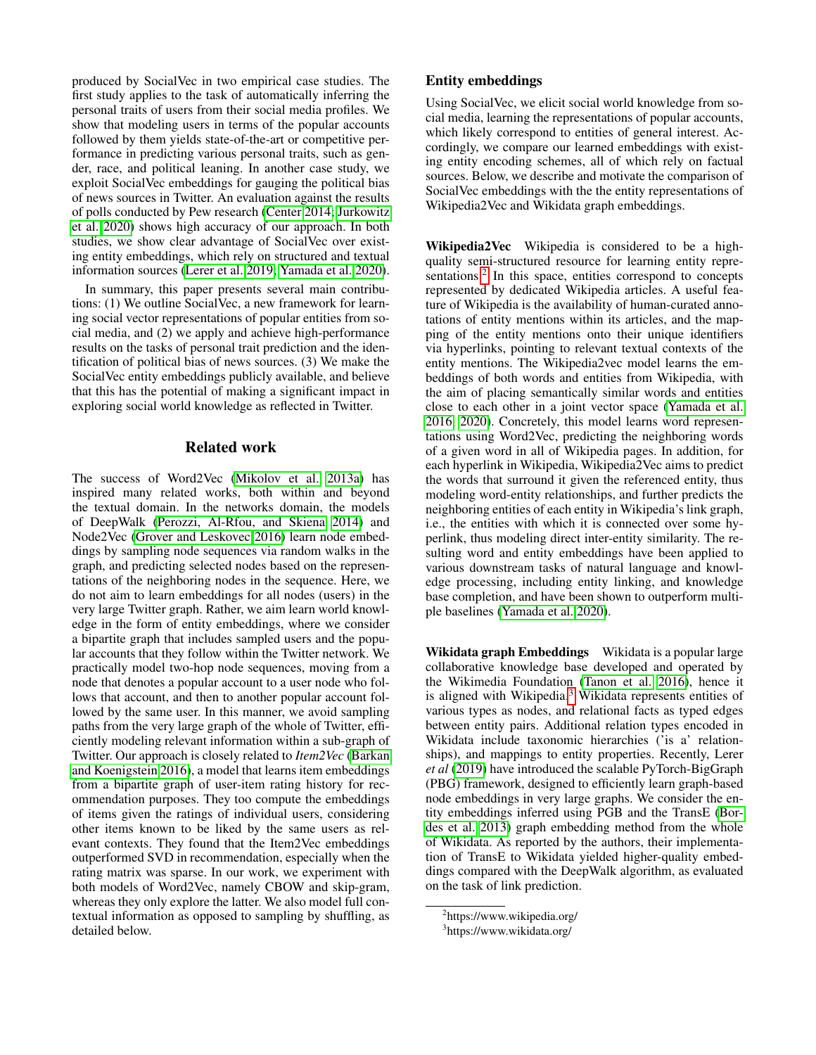produced by SocialVec in two empirical case studies. The first study applies to the task of automatically inferring the personal traits of users from their social media profiles. We show that modeling users in terms of the popular accounts followed by them yields state-of-the-art or competitive performance in predicting various personal traits, such as gender, race, and political leaning. In another case study, we exploit SocialVec embeddings for gauging the political bias of news sources in Twitter. An evaluation against the results of polls conducted by Pew research (Center 2014; Jurkowitz et al. 2020) shows high accuracy of our approach. In both studies, we show clear advantage of SocialVec over existing entity embeddings, which rely on structured and textual information sources (Lerer et al. 2019; Yamada et al. 2020).

In summary, this paper presents several main contributions: (1) We outline SocialVec, a new framework for learning social vector representations of popular entities from social media, and (2) we apply and achieve high-performance results on the tasks of personal trait prediction and the identification of political bias of news sources. (3) We make the SocialVec entity embeddings publicly available, and believe that this has the potential of making a significant impact in exploring social world knowledge as reflected in Twitter.

## Related work

The success of Word2Vec (Mikolov et al. 2013a) has inspired many related works, both within and beyond the textual domain. In the networks domain, the models of DeepWalk (Perozzi, Al-Rfou, and Skiena 2014) and Node2Vec (Grover and Leskovec 2016) learn node embeddings by sampling node sequences via random walks in the graph, and predicting selected nodes based on the representations of the neighboring nodes in the sequence. Here, we do not aim to learn embeddings for all nodes (users) in the very large Twitter graph. Rather, we aim learn world knowledge in the form of entity embeddings, where we consider a bipartite graph that includes sampled users and the popular accounts that they follow within the Twitter network. We practically model two-hop node sequences, moving from a node that denotes a popular account to a user node who follows that account, and then to another popular account followed by the same user. In this manner, we avoid sampling paths from the very large graph of the whole of Twitter, efficiently modeling relevant information within a sub-graph of Twitter. Our approach is closely related to *Item2Vec* (Barkan and Koenigstein 2016), a model that learns item embeddings from a bipartite graph of user-item rating history for recommendation purposes. They too compute the embeddings of items given the ratings of individual users, considering other items known to be liked by the same users as relevant contexts. They found that the Item2Vec embeddings outperformed SVD in recommendation, especially when the rating matrix was sparse. In our work, we experiment with both models of Word2Vec, namely CBOW and skip-gram, whereas they only explore the latter. We also model full contextual information as opposed to sampling by shuffling, as detailed below.

## Entity embeddings

Using SocialVec, we elicit social world knowledge from social media, learning the representations of popular accounts, which likely correspond to entities of general interest. Accordingly, we compare our learned embeddings with existing entity encoding schemes, all of which rely on factual sources. Below, we describe and motivate the comparison of SocialVec embeddings with the the entity representations of Wikipedia2Vec and Wikidata graph embeddings.

**Wikipedia2Vec** Wikipedia is considered to be a high-quality semi-structured resource for learning entity representations.[2] In this space, entities correspond to concepts represented by dedicated Wikipedia articles. A useful feature of Wikipedia is the availability of human-curated annotations of entity mentions within its articles, and the mapping of the entity mentions onto their unique identifiers via hyperlinks, pointing to relevant textual contexts of the entity mentions. The Wikipedia2vec model learns the embeddings of both words and entities from Wikipedia, with the aim of placing semantically similar words and entities close to each other in a joint vector space (Yamada et al. 2016, 2020). Concretely, this model learns word representations using Word2Vec, predicting the neighboring words of a given word in all of Wikipedia pages. In addition, for each hyperlink in Wikipedia, Wikipedia2Vec aims to predict the words that surround it given the referenced entity, thus modeling word-entity relationships, and further predicts the neighboring entities of each entity in Wikipedia's link graph, i.e., the entities with which it is connected over some hyperlink, thus modeling direct inter-entity similarity. The resulting word and entity embeddings have been applied to various downstream tasks of natural language and knowledge processing, including entity linking, and knowledge base completion, and have been shown to outperform multiple baselines (Yamada et al. 2020).

**Wikidata graph Embeddings** Wikidata is a popular large collaborative knowledge base developed and operated by the Wikimedia Foundation (Tanon et al. 2016), hence it is aligned with Wikipedia.[3] Wikidata represents entities of various types as nodes, and relational facts as typed edges between entity pairs. Additional relation types encoded in Wikidata include taxonomic hierarchies ('is a' relationships), and mappings to entity properties. Recently, Lerer *et al* (2019) have introduced the scalable PyTorch-BigGraph (PBG) framework, designed to efficiently learn graph-based node embeddings in very large graphs. We consider the entity embeddings inferred using PGB and the TransE (Bordes et al. 2013) graph embedding method from the whole of Wikidata. As reported by the authors, their implementation of TransE to Wikidata yielded higher-quality embeddings compared with the DeepWalk algorithm, as evaluated on the task of link prediction.

[2] https://www.wikipedia.org/

[3] https://www.wikidata.org/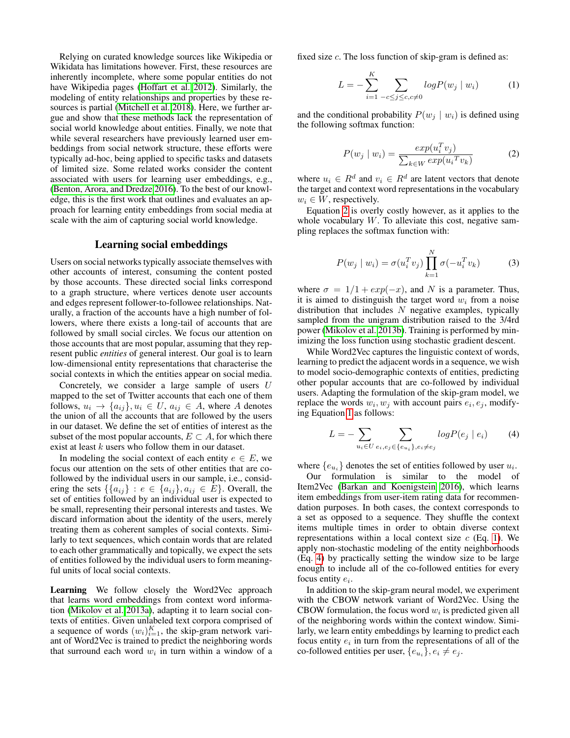Relying on curated knowledge sources like Wikipedia or Wikidata has limitations however. First, these resources are inherently incomplete, where some popular entities do not have Wikipedia pages (Hoffart et al. 2012). Similarly, the modeling of entity relationships and properties by these resources is partial (Mitchell et al. 2018). Here, we further argue and show that these methods lack the representation of social world knowledge about entities. Finally, we note that while several researchers have previously learned user embeddings from social network structure, these efforts were typically ad-hoc, being applied to specific tasks and datasets of limited size. Some related works consider the content associated with users for learning user embeddings, e.g., (Benton, Arora, and Dredze 2016). To the best of our knowledge, this is the first work that outlines and evaluates an approach for learning entity embeddings from social media at scale with the aim of capturing social world knowledge.

## Learning social embeddings

Users on social networks typically associate themselves with other accounts of interest, consuming the content posted by those accounts. These directed social links correspond to a graph structure, where vertices denote user accounts and edges represent follower-to-followee relationships. Naturally, a fraction of the accounts have a high number of followers, where there exists a long-tail of accounts that are followed by small social circles. We focus our attention on those accounts that are most popular, assuming that they represent public *entities* of general interest. Our goal is to learn low-dimensional entity representations that characterise the social contexts in which the entities appear on social media.

Concretely, we consider a large sample of users $U$ mapped to the set of Twitter accounts that each one of them follows, $u_i \rightarrow \{a_{ij}\}, u_i \in U$, $a_{ij} \in A$, where $A$ denotes the union of all the accounts that are followed by the users in our dataset. We define the set of entities of interest as the subset of the most popular accounts, $E \subset A$, for which there exist at least $k$ users who follow them in our dataset.

In modeling the social context of each entity $e \in E$, we focus our attention on the sets of other entities that are co-followed by the individual users in our sample, i.e., considering the sets $\{\{a_{ij}\} : e \in \{a_{ij}\}, a_{ij} \in E\}$. Overall, the set of entities followed by an individual user is expected to be small, representing their personal interests and tastes. We discard information about the identity of the users, merely treating them as coherent samples of social contexts. Similarly to text sequences, which contain words that are related to each other grammatically and topically, we expect the sets of entities followed by the individual users to form meaningful units of local social contexts.

**Learning** We follow closely the Word2Vec approach that learns word embeddings from context word information (Mikolov et al. 2013a), adapting it to learn social contexts of entities. Given unlabeled text corpora comprised of a sequence of words $(w_i)_{i=1}^{K}$, the skip-gram network variant of Word2Vec is trained to predict the neighboring words that surround each word $w_i$ in turn within a window of a fixed size $c$. The loss function of skip-gram is defined as:

$$L = -\sum_{i=1}^{K} \sum_{-c \leq j \leq c, c \neq 0} logP(w_j \mid w_i) \tag{1}$$

and the conditional probability $P(w_j \mid w_i)$ is defined using the following softmax function:

$$P(w_j \mid w_i) = \frac{exp(u_i^T v_j)}{\sum_{k \in W} exp({u_i}^T v_k)} \tag{2}$$

where $u_i \in R^d$ and $v_i \in R^d$ are latent vectors that denote the target and context word representations in the vocabulary $w_i \in W$, respectively.

Equation 2 is overly costly however, as it applies to the whole vocabulary $W$. To alleviate this cost, negative sampling replaces the softmax function with:

$$P(w_j \mid w_i) = \sigma(u_i^T v_j) \prod_{k=1}^{N} \sigma(-u_i^T v_k) \tag{3}$$

where $\sigma = 1/1 + exp(-x)$, and $N$ is a parameter. Thus, it is aimed to distinguish the target word $w_i$ from a noise distribution that includes $N$ negative examples, typically sampled from the unigram distribution raised to the 3/4rd power (Mikolov et al. 2013b). Training is performed by minimizing the loss function using stochastic gradient descent.

While Word2Vec captures the linguistic context of words, learning to predict the adjacent words in a sequence, we wish to model socio-demographic contexts of entities, predicting other popular accounts that are co-followed by individual users. Adapting the formulation of the skip-gram model, we replace the words $w_i, w_j$ with account pairs $e_i, e_j$, modifying Equation 1 as follows:

$$L = -\sum_{u_i \in U} \sum_{e_i, e_j \in \{e_{u_i}\}, e_i \neq e_j} logP(e_j \mid e_i) \tag{4}$$

where $\{e_{u_i}\}$ denotes the set of entities followed by user $u_i$.

Our formulation is similar to the model of Item2Vec (Barkan and Koenigstein 2016), which learns item embeddings from user-item rating data for recommendation purposes. In both cases, the context corresponds to a set as opposed to a sequence. They shuffle the context items multiple times in order to obtain diverse context representations within a local context size $c$ (Eq. 1). We apply non-stochastic modeling of the entity neighborhoods (Eq. 4) by practically setting the window size to be large enough to include all of the co-followed entities for every focus entity $e_i$.

In addition to the skip-gram neural model, we experiment with the CBOW network variant of Word2Vec. Using the CBOW formulation, the focus word $w_i$ is predicted given all of the neighboring words within the context window. Similarly, we learn entity embeddings by learning to predict each focus entity $e_i$ in turn from the representations of all of the co-followed entities per user, $\{e_{u_i}\}, e_i \neq e_j$.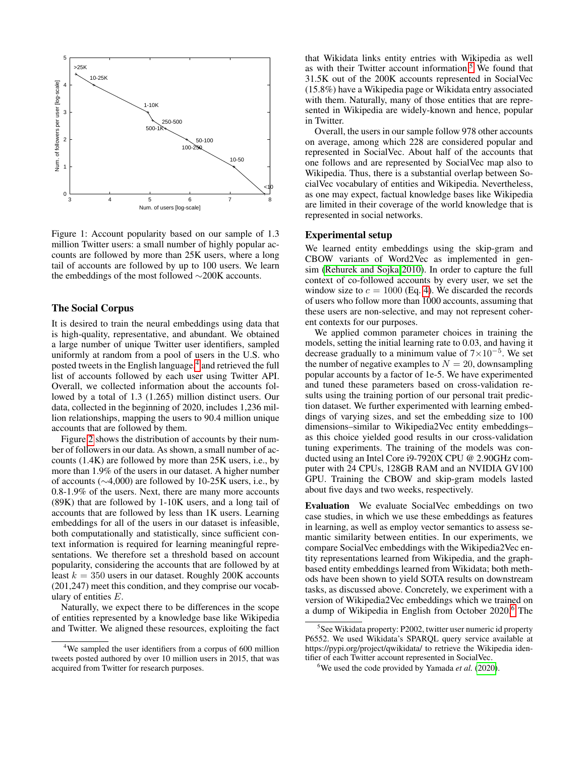Figure 1: Account popularity based on our sample of 1.3 million Twitter users: a small number of highly popular accounts are followed by more than 25K users, where a long tail of accounts are followed by up to 100 users. We learn the embeddings of the most followed ~200K accounts.

## The Social Corpus

It is desired to train the neural embeddings using data that is high-quality, representative, and abundant. We obtained a large number of unique Twitter user identifiers, sampled uniformly at random from a pool of users in the U.S. who posted tweets in the English language,[4] and retrieved the full list of accounts followed by each user using Twitter API. Overall, we collected information about the accounts followed by a total of 1.3 (1.265) million distinct users. Our data, collected in the beginning of 2020, includes 1,236 million relationships, mapping the users to 90.4 million unique accounts that are followed by them.

Figure 2 shows the distribution of accounts by their number of followers in our data. As shown, a small number of accounts (1.4K) are followed by more than 25K users, i.e., by more than 1.9% of the users in our dataset. A higher number of accounts (~4,000) are followed by 10-25K users, i.e., by 0.8-1.9% of the users. Next, there are many more accounts (89K) that are followed by 1-10K users, and a long tail of accounts that are followed by less than 1K users. Learning embeddings for all of the users in our dataset is infeasible, both computationally and statistically, since sufficient context information is required for learning meaningful representations. We therefore set a threshold based on account popularity, considering the accounts that are followed by at least $k = 350$ users in our dataset. Roughly 200K accounts (201,247) meet this condition, and they comprise our vocabulary of entities $E$.

Naturally, we expect there to be differences in the scope of entities represented by a knowledge base like Wikipedia and Twitter. We aligned these resources, exploiting the fact that Wikidata links entity entries with Wikipedia as well as with their Twitter account information.[5] We found that 31.5K out of the 200K accounts represented in SocialVec (15.8%) have a Wikipedia page or Wikidata entry associated with them. Naturally, many of those entities that are represented in Wikipedia are widely-known and hence, popular in Twitter.

Overall, the users in our sample follow 978 other accounts on average, among which 228 are considered popular and represented in SocialVec. About half of the accounts that one follows and are represented by SocialVec map also to Wikipedia. Thus, there is a substantial overlap between SocialVec vocabulary of entities and Wikipedia. Nevertheless, as one may expect, factual knowledge bases like Wikipedia are limited in their coverage of the world knowledge that is represented in social networks.

## Experimental setup

We learned entity embeddings using the skip-gram and CBOW variants of Word2Vec as implemented in gensim (Rehurek and Sojka 2010). In order to capture the full context of co-followed accounts by every user, we set the window size to $c = 1000$ (Eq. 4). We discarded the records of users who follow more than 1000 accounts, assuming that these users are non-selective, and may not represent coherent contexts for our purposes.

We applied common parameter choices in training the models, setting the initial learning rate to 0.03, and having it decrease gradually to a minimum value of $7 \times 10^{-5}$. We set the number of negative examples to $N = 20$, downsampling popular accounts by a factor of 1e-5. We have experimented and tuned these parameters based on cross-validation results using the training portion of our personal trait prediction dataset. We further experimented with learning embeddings of varying sizes, and set the embedding size to 100 dimensions–similar to Wikipedia2Vec entity embeddings–as this choice yielded good results in our cross-validation tuning experiments. The training of the models was conducted using an Intel Core i9-7920X CPU @ 2.90GHz computer with 24 CPUs, 128GB RAM and an NVIDIA GV100 GPU. Training the CBOW and skip-gram models lasted about five days and two weeks, respectively.

**Evaluation** We evaluate SocialVec embeddings on two case studies, in which we use these embeddings as features in learning, as well as employ vector semantics to assess semantic similarity between entities. In our experiments, we compare SocialVec embeddings with the Wikipedia2Vec entity representations learned from Wikipedia, and the graph-based entity embeddings learned from Wikidata; both methods have been shown to yield SOTA results on downstream tasks, as discussed above. Concretely, we experiment with a version of Wikipedia2Vec embeddings which we trained on a dump of Wikipedia in English from October 2020.[6] The

---

[4] We sampled the user identifiers from a corpus of 600 million tweets posted authored by over 10 million users in 2015, that was acquired from Twitter for research purposes.

[5] See Wikidata property: P2002, twitter user numeric id property P6552. We used Wikidata's SPARQL query service available at https://pypi.org/project/qwikidata/ to retrieve the Wikipedia identifier of each Twitter account represented in SocialVec.

[6] We used the code provided by Yamada *et al.* (2020).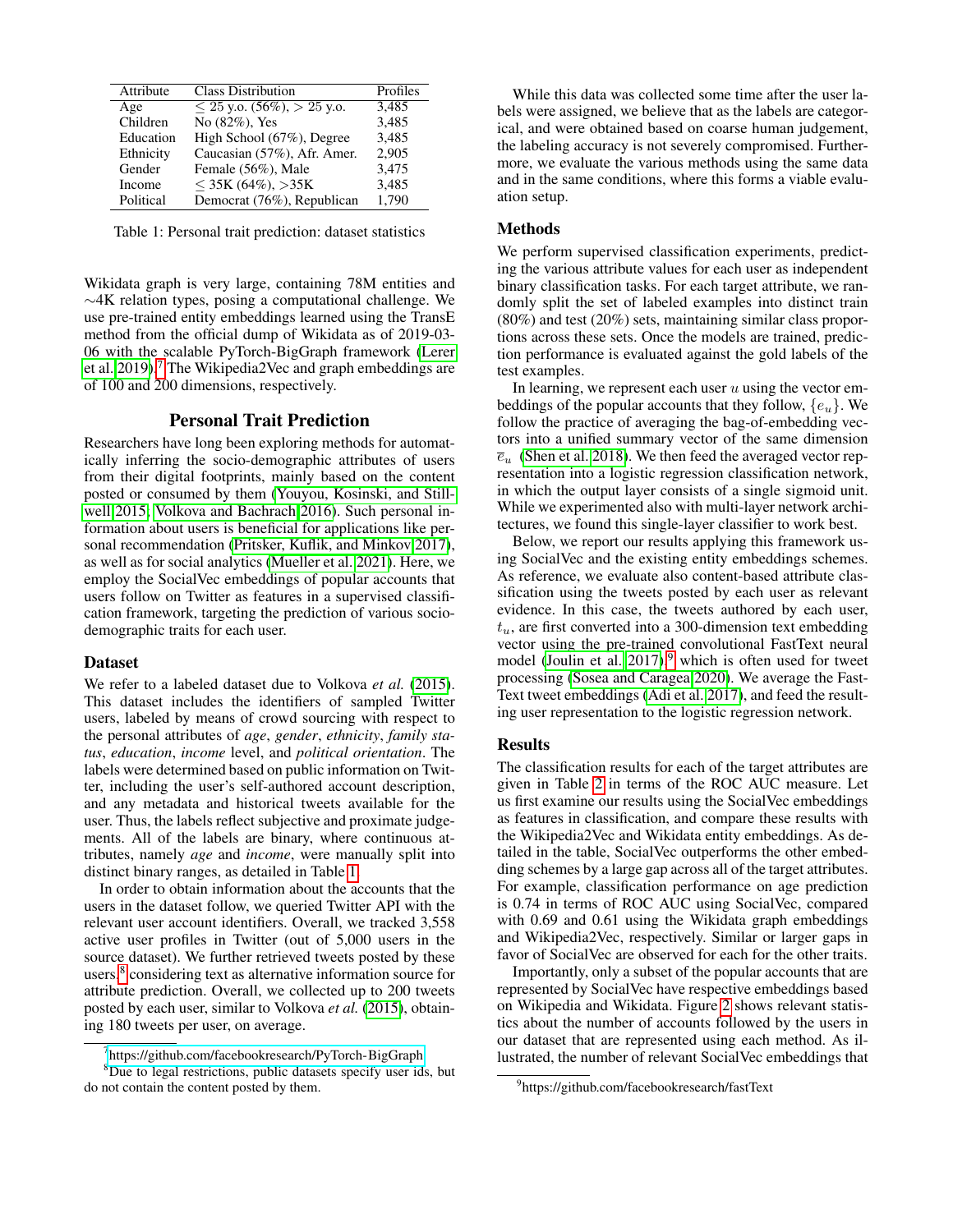| Attribute | Class Distribution | Profiles |
|---|---|---|
| Age | $\leq$ 25 y.o. (56%), > 25 y.o. | 3,485 |
| Children | No (82%), Yes | 3,485 |
| Education | High School (67%), Degree | 3,485 |
| Ethnicity | Caucasian (57%), Afr. Amer. | 2,905 |
| Gender | Female (56%), Male | 3,475 |
| Income | $\leq$ 35K (64%), >35K | 3,485 |
| Political | Democrat (76%), Republican | 1,790 |

Table 1: Personal trait prediction: dataset statistics

Wikidata graph is very large, containing 78M entities and ∼4K relation types, posing a computational challenge. We use pre-trained entity embeddings learned using the TransE method from the official dump of Wikidata as of 2019-03-06 with the scalable PyTorch-BigGraph framework (Lerer et al. 2019).[7] The Wikipedia2Vec and graph embeddings are of 100 and 200 dimensions, respectively.

## Personal Trait Prediction

Researchers have long been exploring methods for automatically inferring the socio-demographic attributes of users from their digital footprints, mainly based on the content posted or consumed by them (Youyou, Kosinski, and Stillwell 2015; Volkova and Bachrach 2016). Such personal information about users is beneficial for applications like personal recommendation (Pritsker, Kuflik, and Minkov 2017), as well as for social analytics (Mueller et al. 2021). Here, we employ the SocialVec embeddings of popular accounts that users follow on Twitter as features in a supervised classification framework, targeting the prediction of various socio-demographic traits for each user.

### Dataset

We refer to a labeled dataset due to Volkova *et al.* (2015). This dataset includes the identifiers of sampled Twitter users, labeled by means of crowd sourcing with respect to the personal attributes of *age*, *gender*, *ethnicity*, *family status*, *education*, *income* level, and *political orientation*. The labels were determined based on public information on Twitter, including the user's self-authored account description, and any metadata and historical tweets available for the user. Thus, the labels reflect subjective and proximate judgements. All of the labels are binary, where continuous attributes, namely *age* and *income*, were manually split into distinct binary ranges, as detailed in Table 1.

In order to obtain information about the accounts that the users in the dataset follow, we queried Twitter API with the relevant user account identifiers. Overall, we tracked 3,558 active user profiles in Twitter (out of 5,000 users in the source dataset). We further retrieved tweets posted by these users,[8] considering text as alternative information source for attribute prediction. Overall, we collected up to 200 tweets posted by each user, similar to Volkova *et al.* (2015), obtaining 180 tweets per user, on average.

[7] https://github.com/facebookresearch/PyTorch-BigGraph

[8] Due to legal restrictions, public datasets specify user ids, but do not contain the content posted by them.

While this data was collected some time after the user labels were assigned, we believe that as the labels are categorical, and were obtained based on coarse human judgement, the labeling accuracy is not severely compromised. Furthermore, we evaluate the various methods using the same data and in the same conditions, where this forms a viable evaluation setup.

### Methods

We perform supervised classification experiments, predicting the various attribute values for each user as independent binary classification tasks. For each target attribute, we randomly split the set of labeled examples into distinct train (80%) and test (20%) sets, maintaining similar class proportions across these sets. Once the models are trained, prediction performance is evaluated against the gold labels of the test examples.

In learning, we represent each user $u$ using the vector embeddings of the popular accounts that they follow, $\{e_u\}$. We follow the practice of averaging the bag-of-embedding vectors into a unified summary vector of the same dimension $\overline{e}_u$ (Shen et al. 2018). We then feed the averaged vector representation into a logistic regression classification network, in which the output layer consists of a single sigmoid unit. While we experimented also with multi-layer network architectures, we found this single-layer classifier to work best.

Below, we report our results applying this framework using SocialVec and the existing entity embeddings schemes. As reference, we evaluate also content-based attribute classification using the tweets posted by each user as relevant evidence. In this case, the tweets authored by each user, $t_u$, are first converted into a 300-dimension text embedding vector using the pre-trained convolutional FastText neural model (Joulin et al. 2017),[9] which is often used for tweet processing (Sosea and Caragea 2020). We average the FastText tweet embeddings (Adi et al. 2017), and feed the resulting user representation to the logistic regression network.

### Results

The classification results for each of the target attributes are given in Table 2 in terms of the ROC AUC measure. Let us first examine our results using the SocialVec embeddings as features in classification, and compare these results with the Wikipedia2Vec and Wikidata entity embeddings. As detailed in the table, SocialVec outperforms the other embedding schemes by a large gap across all of the target attributes. For example, classification performance on age prediction is 0.74 in terms of ROC AUC using SocialVec, compared with 0.69 and 0.61 using the Wikidata graph embeddings and Wikipedia2Vec, respectively. Similar or larger gaps in favor of SocialVec are observed for each for the other traits.

Importantly, only a subset of the popular accounts that are represented by SocialVec have respective embeddings based on Wikipedia and Wikidata. Figure 2 shows relevant statistics about the number of accounts followed by the users in our dataset that are represented using each method. As illustrated, the number of relevant SocialVec embeddings that

[9] https://github.com/facebookresearch/fastText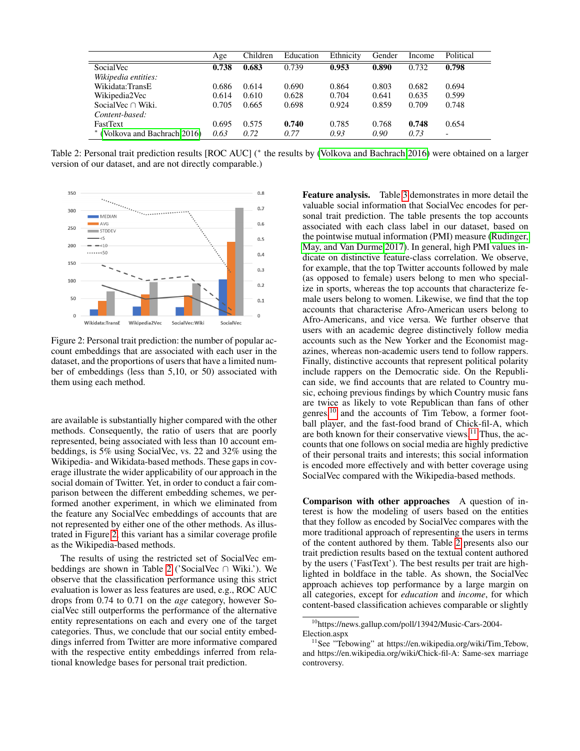| | Age | Children | Education | Ethnicity | Gender | Income | Political |
|---|---|---|---|---|---|---|---|
| SocialVec | **0.738** | **0.683** | 0.739 | **0.953** | **0.890** | 0.732 | **0.798** |
| *Wikipedia entities:* | | | | | | | |
| Wikidata:TransE | 0.686 | 0.614 | 0.690 | 0.864 | 0.803 | 0.682 | 0.694 |
| Wikipedia2Vec | 0.614 | 0.610 | 0.628 | 0.704 | 0.641 | 0.635 | 0.599 |
| SocialVec ∩ Wiki. | 0.705 | 0.665 | 0.698 | 0.924 | 0.859 | 0.709 | 0.748 |
| *Content-based:* | | | | | | | |
| FastText | 0.695 | 0.575 | **0.740** | 0.785 | 0.768 | **0.748** | 0.654 |
| * (Volkova and Bachrach 2016) | *0.63* | *0.72* | *0.77* | *0.93* | *0.90* | *0.73* | - |

Table 2: Personal trait prediction results [ROC AUC] (* the results by (Volkova and Bachrach 2016) were obtained on a larger version of our dataset, and are not directly comparable.)

Figure 2: Personal trait prediction: the number of popular account embeddings that are associated with each user in the dataset, and the proportions of users that have a limited number of embeddings (less than 5,10, or 50) associated with them using each method.

are available is substantially higher compared with the other methods. Consequently, the ratio of users that are poorly represented, being associated with less than 10 account embeddings, is 5% using SocialVec, vs. 22 and 32% using the Wikipedia- and Wikidata-based methods. These gaps in coverage illustrate the wider applicability of our approach in the social domain of Twitter. Yet, in order to conduct a fair comparison between the different embedding schemes, we performed another experiment, in which we eliminated from the feature any SocialVec embeddings of accounts that are not represented by either one of the other methods. As illustrated in Figure 2, this variant has a similar coverage profile as the Wikipedia-based methods.

The results of using the restricted set of SocialVec embeddings are shown in Table 2 ('SocialVec ∩ Wiki.'). We observe that the classification performance using this strict evaluation is lower as less features are used, e.g., ROC AUC drops from 0.74 to 0.71 on the *age* category, however SocialVec still outperforms the performance of the alternative entity representations on each and every one of the target categories. Thus, we conclude that our social entity embeddings inferred from Twitter are more informative compared with the respective entity embeddings inferred from relational knowledge bases for personal trait prediction.

**Feature analysis.** Table 3 demonstrates in more detail the valuable social information that SocialVec encodes for personal trait prediction. The table presents the top accounts associated with each class label in our dataset, based on the pointwise mutual information (PMI) measure (Rudinger, May, and Van Durme 2017). In general, high PMI values indicate on distinctive feature-class correlation. We observe, for example, that the top Twitter accounts followed by male (as opposed to female) users belong to men who specialize in sports, whereas the top accounts that characterize female users belong to women. Likewise, we find that the top accounts that characterise Afro-American users belong to Afro-Americans, and vice versa. We further observe that users with an academic degree distinctively follow media accounts such as the New Yorker and the Economist magazines, whereas non-academic users tend to follow rappers. Finally, distinctive accounts that represent political polarity include rappers on the Democratic side. On the Republican side, we find accounts that are related to Country music, echoing previous findings by which Country music fans are twice as likely to vote Republican than fans of other genres,[10] and the accounts of Tim Tebow, a former football player, and the fast-food brand of Chick-fil-A, which are both known for their conservative views.[11] Thus, the accounts that one follows on social media are highly predictive of their personal traits and interests; this social information is encoded more effectively and with better coverage using SocialVec compared with the Wikipedia-based methods.

**Comparison with other approaches** A question of interest is how the modeling of users based on the entities that they follow as encoded by SocialVec compares with the more traditional approach of representing the users in terms of the content authored by them. Table 2 presents also our trait prediction results based on the textual content authored by the users ('FastText'). The best results per trait are highlighted in boldface in the table. As shown, the SocialVec approach achieves top performance by a large margin on all categories, except for *education* and *income*, for which content-based classification achieves comparable or slightly

[10] https://news.gallup.com/poll/13942/Music-Cars-2004-Election.aspx

[11] See "Tebowing" at https://en.wikipedia.org/wiki/Tim_Tebow, and https://en.wikipedia.org/wiki/Chick-fil-A: Same-sex marriage controversy.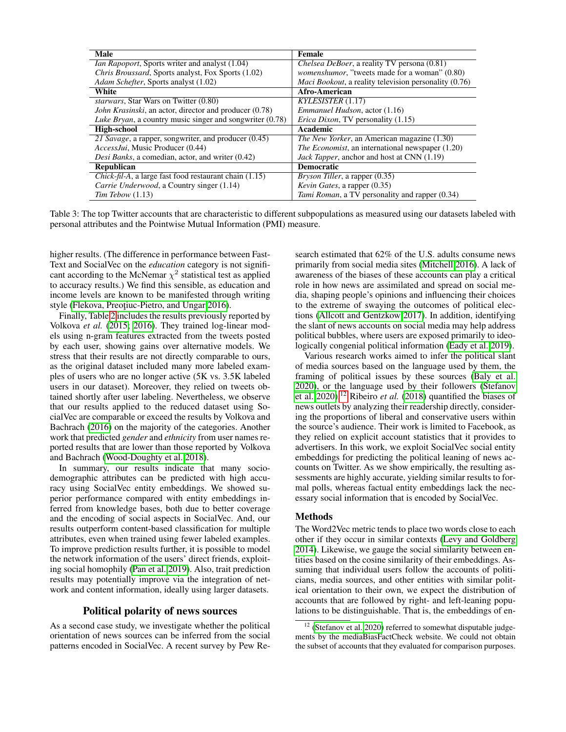| Male | Female |
|---|---|
| *Ian Rapoport*, Sports writer and analyst (1.04) | *Chelsea DeBoer*, a reality TV persona (0.81) |
| *Chris Broussard*, Sports analyst, Fox Sports (1.02) | *womenshumor*, "tweets made for a woman" (0.80) |
| *Adam Schefter*, Sports analyst (1.02) | *Maci Bookout*, a reality television personality (0.76) |
| **White** | **Afro-American** |
| *starwars*, Star Wars on Twitter (0.80) | *KYLESISTER* (1.17) |
| *John Krasinski*, an actor, director and producer (0.78) | *Emmanuel Hudson*, actor (1.16) |
| *Luke Bryan*, a country music singer and songwriter (0.78) | *Erica Dixon*, TV personality (1.15) |
| **High-school** | **Academic** |
| *21 Savage*, a rapper, songwriter, and producer (0.45) | *The New Yorker*, an American magazine (1.30) |
| *AccessJui*, Music Producer (0.44) | *The Economist*, an international newspaper (1.20) |
| *Desi Banks*, a comedian, actor, and writer (0.42) | *Jack Tapper*, anchor and host at CNN (1.19) |
| **Republican** | **Democratic** |
| *Chick-fil-A*, a large fast food restaurant chain (1.15) | *Bryson Tiller*, a rapper (0.35) |
| *Carrie Underwood*, a Country singer (1.14) | *Kevin Gates*, a rapper (0.35) |
| *Tim Tebow* (1.13) | *Tami Roman*, a TV personality and rapper (0.34) |

Table 3: The top Twitter accounts that are characteristic to different subpopulations as measured using our datasets labeled with personal attributes and the Pointwise Mutual Information (PMI) measure.

higher results. (The difference in performance between FastText and SocialVec on the *education* category is not significant according to the McNemar $\chi^2$ statistical test as applied to accuracy results.) We find this sensible, as education and income levels are known to be manifested through writing style (Flekova, Preoţiuc-Pietro, and Ungar 2016).

Finally, Table 2 includes the results previously reported by Volkova *et al.* (2015; 2016). They trained log-linear models using n-gram features extracted from the tweets posted by each user, showing gains over alternative models. We stress that their results are not directly comparable to ours, as the original dataset included many more labeled examples of users who are no longer active (5K vs. 3.5K labeled users in our dataset). Moreover, they relied on tweets obtained shortly after user labeling. Nevertheless, we observe that our results applied to the reduced dataset using SocialVec are comparable or exceed the results by Volkova and Bachrach (2016) on the majority of the categories. Another work that predicted *gender* and *ethnicity* from user names reported results that are lower than those reported by Volkova and Bachrach (Wood-Doughty et al. 2018).

In summary, our results indicate that many socio-demographic attributes can be predicted with high accuracy using SocialVec entity embeddings. We showed superior performance compared with entity embeddings inferred from knowledge bases, both due to better coverage and the encoding of social aspects in SocialVec. And, our results outperform content-based classification for multiple attributes, even when trained using fewer labeled examples. To improve prediction results further, it is possible to model the network information of the users' direct friends, exploiting social homophily (Pan et al. 2019). Also, trait prediction results may potentially improve via the integration of network and content information, ideally using larger datasets.

## Political polarity of news sources

As a second case study, we investigate whether the political orientation of news sources can be inferred from the social patterns encoded in SocialVec. A recent survey by Pew Research estimated that 62% of the U.S. adults consume news primarily from social media sites (Mitchell 2016). A lack of awareness of the biases of these accounts can play a critical role in how news are assimilated and spread on social media, shaping people's opinions and influencing their choices to the extreme of swaying the outcomes of political elections (Allcott and Gentzkow 2017). In addition, identifying the slant of news accounts on social media may help address political bubbles, where users are exposed primarily to ideologically congenial political information (Eady et al. 2019).

Various research works aimed to infer the political slant of media sources based on the language used by them, the framing of political issues by these sources (Baly et al. 2020), or the language used by their followers (Stefanov et al. 2020).[12] Ribeiro *et al.* (2018) quantified the biases of news outlets by analyzing their readership directly, considering the proportions of liberal and conservative users within the source's audience. Their work is limited to Facebook, as they relied on explicit account statistics that it provides to advertisers. In this work, we exploit SocialVec social entity embeddings for predicting the political leaning of news accounts on Twitter. As we show empirically, the resulting assessments are highly accurate, yielding similar results to formal polls, whereas factual entity embeddings lack the necessary social information that is encoded by SocialVec.

### Methods

The Word2Vec metric tends to place two words close to each other if they occur in similar contexts (Levy and Goldberg 2014). Likewise, we gauge the social similarity between entities based on the cosine similarity of their embeddings. Assuming that individual users follow the accounts of politicians, media sources, and other entities with similar political orientation to their own, we expect the distribution of accounts that are followed by right- and left-leaning populations to be distinguishable. That is, the embeddings of en-

[12] (Stefanov et al. 2020) referred to somewhat disputable judgements by the mediaBiasFactCheck website. We could not obtain the subset of accounts that they evaluated for comparison purposes.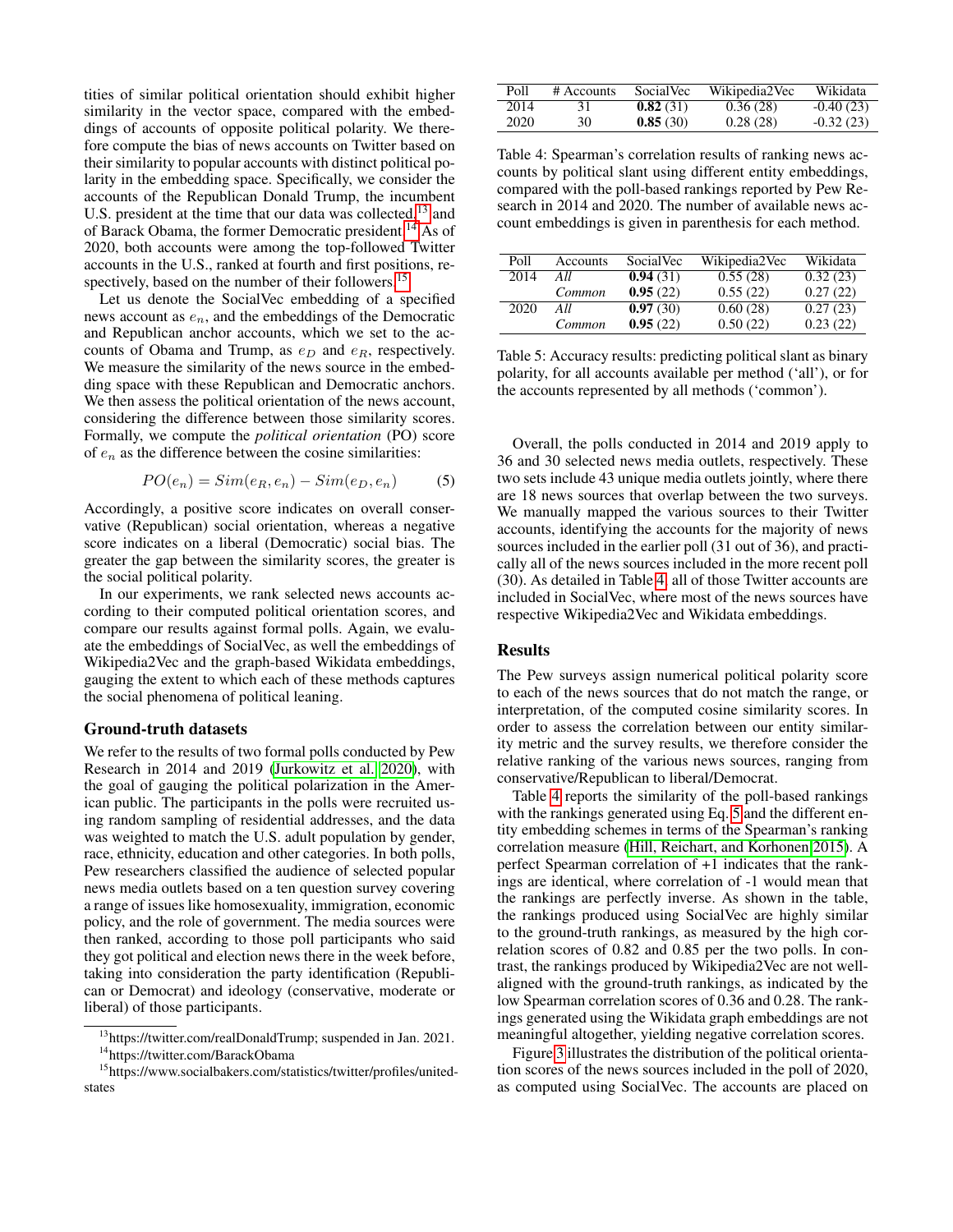tities of similar political orientation should exhibit higher similarity in the vector space, compared with the embeddings of accounts of opposite political polarity. We therefore compute the bias of news accounts on Twitter based on their similarity to popular accounts with distinct political polarity in the embedding space. Specifically, we consider the accounts of the Republican Donald Trump, the incumbent U.S. president at the time that our data was collected,[13] and of Barack Obama, the former Democratic president.[14] As of 2020, both accounts were among the top-followed Twitter accounts in the U.S., ranked at fourth and first positions, respectively, based on the number of their followers.[15]

Let us denote the SocialVec embedding of a specified news account as $e_n$, and the embeddings of the Democratic and Republican anchor accounts, which we set to the accounts of Obama and Trump, as $e_D$ and $e_R$, respectively. We measure the similarity of the news source in the embedding space with these Republican and Democratic anchors. We then assess the political orientation of the news account, considering the difference between those similarity scores. Formally, we compute the *political orientation* (PO) score of $e_n$ as the difference between the cosine similarities:

$$PO(e_n) = Sim(e_R, e_n) - Sim(e_D, e_n) \tag{5}$$

Accordingly, a positive score indicates on overall conservative (Republican) social orientation, whereas a negative score indicates on a liberal (Democratic) social bias. The greater the gap between the similarity scores, the greater is the social political polarity.

In our experiments, we rank selected news accounts according to their computed political orientation scores, and compare our results against formal polls. Again, we evaluate the embeddings of SocialVec, as well the embeddings of Wikipedia2Vec and the graph-based Wikidata embeddings, gauging the extent to which each of these methods captures the social phenomena of political leaning.

## Ground-truth datasets

We refer to the results of two formal polls conducted by Pew Research in 2014 and 2019 (Jurkowitz et al. 2020), with the goal of gauging the political polarization in the American public. The participants in the polls were recruited using random sampling of residential addresses, and the data was weighted to match the U.S. adult population by gender, race, ethnicity, education and other categories. In both polls, Pew researchers classified the audience of selected popular news media outlets based on a ten question survey covering a range of issues like homosexuality, immigration, economic policy, and the role of government. The media sources were then ranked, according to those poll participants who said they got political and election news there in the week before, taking into consideration the party identification (Republican or Democrat) and ideology (conservative, moderate or liberal) of those participants.

[13] https://twitter.com/realDonaldTrump; suspended in Jan. 2021.

[14] https://twitter.com/BarackObama

[15] https://www.socialbakers.com/statistics/twitter/profiles/united-states

| Poll | # Accounts | SocialVec | Wikipedia2Vec | Wikidata |
|---|---|---|---|---|
| 2014 | 31 | **0.82** (31) | 0.36 (28) | -0.40 (23) |
| 2020 | 30 | **0.85** (30) | 0.28 (28) | -0.32 (23) |

Table 4: Spearman's correlation results of ranking news accounts by political slant using different entity embeddings, compared with the poll-based rankings reported by Pew Research in 2014 and 2020. The number of available news account embeddings is given in parenthesis for each method.

| Poll | Accounts | SocialVec | Wikipedia2Vec | Wikidata |
|---|---|---|---|---|
| 2014 | *All* | **0.94** (31) | 0.55 (28) | 0.32 (23) |
| | *Common* | **0.95** (22) | 0.55 (22) | 0.27 (22) |
| 2020 | *All* | **0.97** (30) | 0.60 (28) | 0.27 (23) |
| | *Common* | **0.95** (22) | 0.50 (22) | 0.23 (22) |

Table 5: Accuracy results: predicting political slant as binary polarity, for all accounts available per method ('all'), or for the accounts represented by all methods ('common').

Overall, the polls conducted in 2014 and 2019 apply to 36 and 30 selected news media outlets, respectively. These two sets include 43 unique media outlets jointly, where there are 18 news sources that overlap between the two surveys. We manually mapped the various sources to their Twitter accounts, identifying the accounts for the majority of news sources included in the earlier poll (31 out of 36), and practically all of the news sources included in the more recent poll (30). As detailed in Table 4, all of those Twitter accounts are included in SocialVec, where most of the news sources have respective Wikipedia2Vec and Wikidata embeddings.

## Results

The Pew surveys assign numerical political polarity score to each of the news sources that do not match the range, or interpretation, of the computed cosine similarity scores. In order to assess the correlation between our entity similarity metric and the survey results, we therefore consider the relative ranking of the various news sources, ranging from conservative/Republican to liberal/Democrat.

Table 4 reports the similarity of the poll-based rankings with the rankings generated using Eq. 5 and the different entity embedding schemes in terms of the Spearman's ranking correlation measure (Hill, Reichart, and Korhonen 2015). A perfect Spearman correlation of +1 indicates that the rankings are identical, where correlation of -1 would mean that the rankings are perfectly inverse. As shown in the table, the rankings produced using SocialVec are highly similar to the ground-truth rankings, as measured by the high correlation scores of 0.82 and 0.85 per the two polls. In contrast, the rankings produced by Wikipedia2Vec are not well-aligned with the ground-truth rankings, as indicated by the low Spearman correlation scores of 0.36 and 0.28. The rankings generated using the Wikidata graph embeddings are not meaningful altogether, yielding negative correlation scores.

Figure 3 illustrates the distribution of the political orientation scores of the news sources included in the poll of 2020, as computed using SocialVec. The accounts are placed on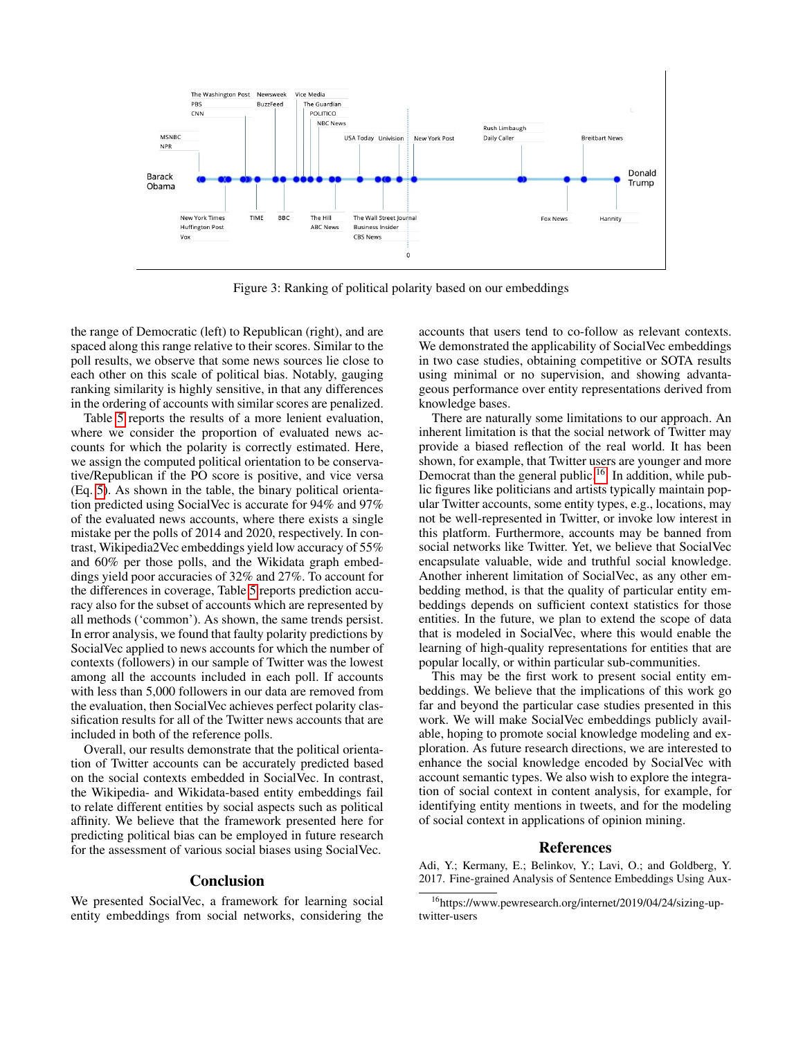Figure 3: Ranking of political polarity based on our embeddings

the range of Democratic (left) to Republican (right), and are spaced along this range relative to their scores. Similar to the poll results, we observe that some news sources lie close to each other on this scale of political bias. Notably, gauging ranking similarity is highly sensitive, in that any differences in the ordering of accounts with similar scores are penalized.

Table 5 reports the results of a more lenient evaluation, where we consider the proportion of evaluated news accounts for which the polarity is correctly estimated. Here, we assign the computed political orientation to be conservative/Republican if the PO score is positive, and vice versa (Eq. 5). As shown in the table, the binary political orientation predicted using SocialVec is accurate for 94% and 97% of the evaluated news accounts, where there exists a single mistake per the polls of 2014 and 2020, respectively. In contrast, Wikipedia2Vec embeddings yield low accuracy of 55% and 60% per those polls, and the Wikidata graph embeddings yield poor accuracies of 32% and 27%. To account for the differences in coverage, Table 5 reports prediction accuracy also for the subset of accounts which are represented by all methods ('common'). As shown, the same trends persist. In error analysis, we found that faulty polarity predictions by SocialVec applied to news accounts for which the number of contexts (followers) in our sample of Twitter was the lowest among all the accounts included in each poll. If accounts with less than 5,000 followers in our data are removed from the evaluation, then SocialVec achieves perfect polarity classification results for all of the Twitter news accounts that are included in both of the reference polls.

Overall, our results demonstrate that the political orientation of Twitter accounts can be accurately predicted based on the social contexts embedded in SocialVec. In contrast, the Wikipedia- and Wikidata-based entity embeddings fail to relate different entities by social aspects such as political affinity. We believe that the framework presented here for predicting political bias can be employed in future research for the assessment of various social biases using SocialVec.

## Conclusion

We presented SocialVec, a framework for learning social entity embeddings from social networks, considering the accounts that users tend to co-follow as relevant contexts. We demonstrated the applicability of SocialVec embeddings in two case studies, obtaining competitive or SOTA results using minimal or no supervision, and showing advantageous performance over entity representations derived from knowledge bases.

There are naturally some limitations to our approach. An inherent limitation is that the social network of Twitter may provide a biased reflection of the real world. It has been shown, for example, that Twitter users are younger and more Democrat than the general public.[16] In addition, while public figures like politicians and artists typically maintain popular Twitter accounts, some entity types, e.g., locations, may not be well-represented in Twitter, or invoke low interest in this platform. Furthermore, accounts may be banned from social networks like Twitter. Yet, we believe that SocialVec encapsulate valuable, wide and truthful social knowledge. Another inherent limitation of SocialVec, as any other embedding method, is that the quality of particular entity embeddings depends on sufficient context statistics for those entities. In the future, we plan to extend the scope of data that is modeled in SocialVec, where this would enable the learning of high-quality representations for entities that are popular locally, or within particular sub-communities.

This may be the first work to present social entity embeddings. We believe that the implications of this work go far and beyond the particular case studies presented in this work. We will make SocialVec embeddings publicly available, hoping to promote social knowledge modeling and exploration. As future research directions, we are interested to enhance the social knowledge encoded by SocialVec with account semantic types. We also wish to explore the integration of social context in content analysis, for example, for identifying entity mentions in tweets, and for the modeling of social context in applications of opinion mining.

## References

Adi, Y.; Kermany, E.; Belinkov, Y.; Lavi, O.; and Goldberg, Y. 2017. Fine-grained Analysis of Sentence Embeddings Using Aux-

[16] https://www.pewresearch.org/internet/2019/04/24/sizing-up-twitter-users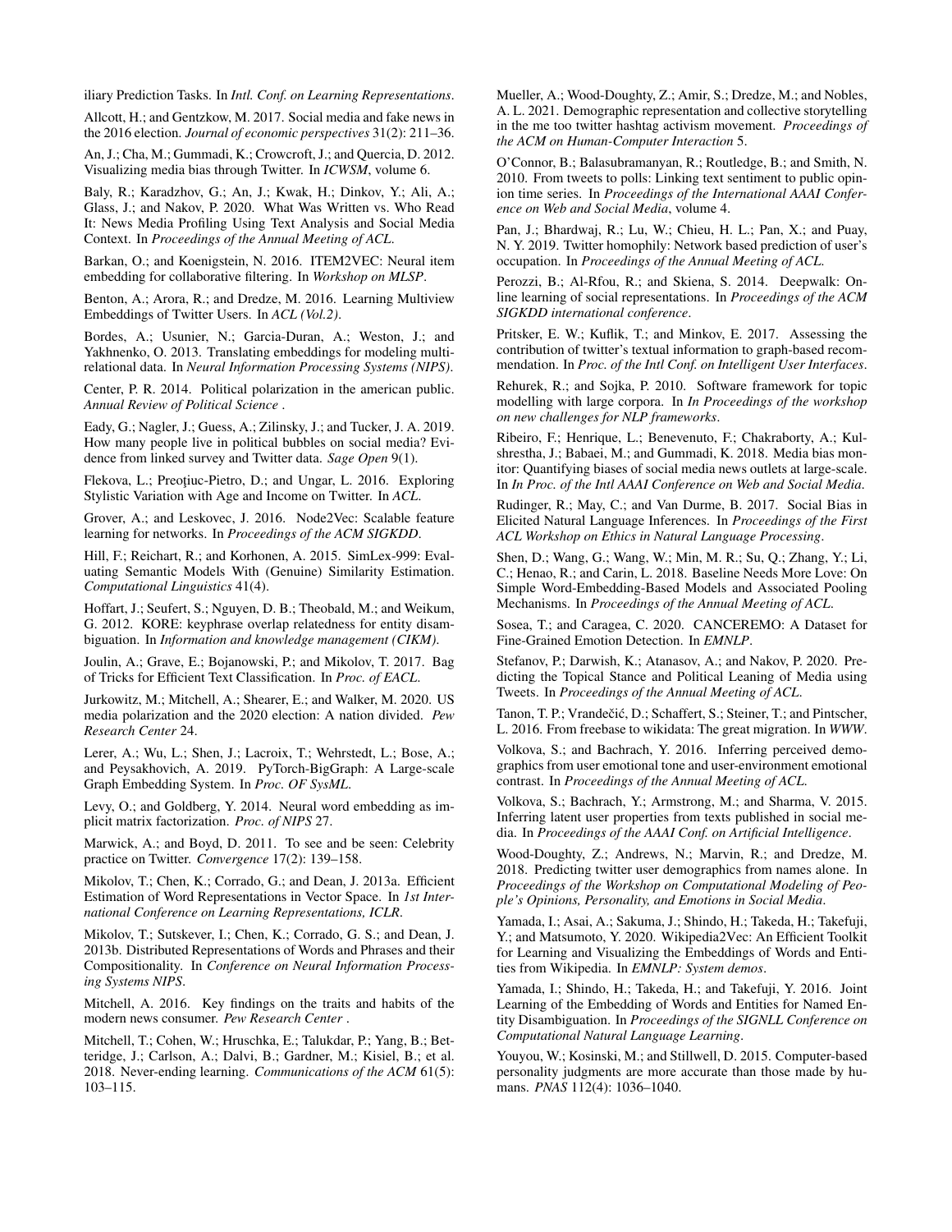iliary Prediction Tasks. In *Intl. Conf. on Learning Representations*.

Allcott, H.; and Gentzkow, M. 2017. Social media and fake news in the 2016 election. *Journal of economic perspectives* 31(2): 211–36.

An, J.; Cha, M.; Gummadi, K.; Crowcroft, J.; and Quercia, D. 2012. Visualizing media bias through Twitter. In *ICWSM*, volume 6.

Baly, R.; Karadzhov, G.; An, J.; Kwak, H.; Dinkov, Y.; Ali, A.; Glass, J.; and Nakov, P. 2020. What Was Written vs. Who Read It: News Media Profiling Using Text Analysis and Social Media Context. In *Proceedings of the Annual Meeting of ACL*.

Barkan, O.; and Koenigstein, N. 2016. ITEM2VEC: Neural item embedding for collaborative filtering. In *Workshop on MLSP*.

Benton, A.; Arora, R.; and Dredze, M. 2016. Learning Multiview Embeddings of Twitter Users. In *ACL (Vol.2)*.

Bordes, A.; Usunier, N.; Garcia-Duran, A.; Weston, J.; and Yakhnenko, O. 2013. Translating embeddings for modeling multi-relational data. In *Neural Information Processing Systems (NIPS)*.

Center, P. R. 2014. Political polarization in the american public. *Annual Review of Political Science* .

Eady, G.; Nagler, J.; Guess, A.; Zilinsky, J.; and Tucker, J. A. 2019. How many people live in political bubbles on social media? Evidence from linked survey and Twitter data. *Sage Open* 9(1).

Flekova, L.; Preoţiuc-Pietro, D.; and Ungar, L. 2016. Exploring Stylistic Variation with Age and Income on Twitter. In *ACL*.

Grover, A.; and Leskovec, J. 2016. Node2Vec: Scalable feature learning for networks. In *Proceedings of the ACM SIGKDD*.

Hill, F.; Reichart, R.; and Korhonen, A. 2015. SimLex-999: Evaluating Semantic Models With (Genuine) Similarity Estimation. *Computational Linguistics* 41(4).

Hoffart, J.; Seufert, S.; Nguyen, D. B.; Theobald, M.; and Weikum, G. 2012. KORE: keyphrase overlap relatedness for entity disambiguation. In *Information and knowledge management (CIKM)*.

Joulin, A.; Grave, E.; Bojanowski, P.; and Mikolov, T. 2017. Bag of Tricks for Efficient Text Classification. In *Proc. of EACL*.

Jurkowitz, M.; Mitchell, A.; Shearer, E.; and Walker, M. 2020. US media polarization and the 2020 election: A nation divided. *Pew Research Center* 24.

Lerer, A.; Wu, L.; Shen, J.; Lacroix, T.; Wehrstedt, L.; Bose, A.; and Peysakhovich, A. 2019. PyTorch-BigGraph: A Large-scale Graph Embedding System. In *Proc. OF SysML*.

Levy, O.; and Goldberg, Y. 2014. Neural word embedding as implicit matrix factorization. *Proc. of NIPS* 27.

Marwick, A.; and Boyd, D. 2011. To see and be seen: Celebrity practice on Twitter. *Convergence* 17(2): 139–158.

Mikolov, T.; Chen, K.; Corrado, G.; and Dean, J. 2013a. Efficient Estimation of Word Representations in Vector Space. In *1st International Conference on Learning Representations, ICLR*.

Mikolov, T.; Sutskever, I.; Chen, K.; Corrado, G. S.; and Dean, J. 2013b. Distributed Representations of Words and Phrases and their Compositionality. In *Conference on Neural Information Processing Systems NIPS*.

Mitchell, A. 2016. Key findings on the traits and habits of the modern news consumer. *Pew Research Center* .

Mitchell, T.; Cohen, W.; Hruschka, E.; Talukdar, P.; Yang, B.; Betteridge, J.; Carlson, A.; Dalvi, B.; Gardner, M.; Kisiel, B.; et al. 2018. Never-ending learning. *Communications of the ACM* 61(5): 103–115.

Mueller, A.; Wood-Doughty, Z.; Amir, S.; Dredze, M.; and Nobles, A. L. 2021. Demographic representation and collective storytelling in the me too twitter hashtag activism movement. *Proceedings of the ACM on Human-Computer Interaction* 5.

O'Connor, B.; Balasubramanyan, R.; Routledge, B.; and Smith, N. 2010. From tweets to polls: Linking text sentiment to public opinion time series. In *Proceedings of the International AAAI Conference on Web and Social Media*, volume 4.

Pan, J.; Bhardwaj, R.; Lu, W.; Chieu, H. L.; Pan, X.; and Puay, N. Y. 2019. Twitter homophily: Network based prediction of user's occupation. In *Proceedings of the Annual Meeting of ACL*.

Perozzi, B.; Al-Rfou, R.; and Skiena, S. 2014. Deepwalk: Online learning of social representations. In *Proceedings of the ACM SIGKDD international conference*.

Pritsker, E. W.; Kuflik, T.; and Minkov, E. 2017. Assessing the contribution of twitter's textual information to graph-based recommendation. In *Proc. of the Intl Conf. on Intelligent User Interfaces*.

Rehurek, R.; and Sojka, P. 2010. Software framework for topic modelling with large corpora. In *In Proceedings of the workshop on new challenges for NLP frameworks*.

Ribeiro, F.; Henrique, L.; Benevenuto, F.; Chakraborty, A.; Kulshrestha, J.; Babaei, M.; and Gummadi, K. 2018. Media bias monitor: Quantifying biases of social media news outlets at large-scale. In *In Proc. of the Intl AAAI Conference on Web and Social Media*.

Rudinger, R.; May, C.; and Van Durme, B. 2017. Social Bias in Elicited Natural Language Inferences. In *Proceedings of the First ACL Workshop on Ethics in Natural Language Processing*.

Shen, D.; Wang, G.; Wang, W.; Min, M. R.; Su, Q.; Zhang, Y.; Li, C.; Henao, R.; and Carin, L. 2018. Baseline Needs More Love: On Simple Word-Embedding-Based Models and Associated Pooling Mechanisms. In *Proceedings of the Annual Meeting of ACL*.

Sosea, T.; and Caragea, C. 2020. CANCEREMO: A Dataset for Fine-Grained Emotion Detection. In *EMNLP*.

Stefanov, P.; Darwish, K.; Atanasov, A.; and Nakov, P. 2020. Predicting the Topical Stance and Political Leaning of Media using Tweets. In *Proceedings of the Annual Meeting of ACL*.

Tanon, T. P.; Vrandečić, D.; Schaffert, S.; Steiner, T.; and Pintscher, L. 2016. From freebase to wikidata: The great migration. In *WWW*.

Volkova, S.; and Bachrach, Y. 2016. Inferring perceived demographics from user emotional tone and user-environment emotional contrast. In *Proceedings of the Annual Meeting of ACL*.

Volkova, S.; Bachrach, Y.; Armstrong, M.; and Sharma, V. 2015. Inferring latent user properties from texts published in social media. In *Proceedings of the AAAI Conf. on Artificial Intelligence*.

Wood-Doughty, Z.; Andrews, N.; Marvin, R.; and Dredze, M. 2018. Predicting twitter user demographics from names alone. In *Proceedings of the Workshop on Computational Modeling of People's Opinions, Personality, and Emotions in Social Media*.

Yamada, I.; Asai, A.; Sakuma, J.; Shindo, H.; Takeda, H.; Takefuji, Y.; and Matsumoto, Y. 2020. Wikipedia2Vec: An Efficient Toolkit for Learning and Visualizing the Embeddings of Words and Entities from Wikipedia. In *EMNLP: System demos*.

Yamada, I.; Shindo, H.; Takeda, H.; and Takefuji, Y. 2016. Joint Learning of the Embedding of Words and Entities for Named Entity Disambiguation. In *Proceedings of the SIGNLL Conference on Computational Natural Language Learning*.

Youyou, W.; Kosinski, M.; and Stillwell, D. 2015. Computer-based personality judgments are more accurate than those made by humans. *PNAS* 112(4): 1036–1040.